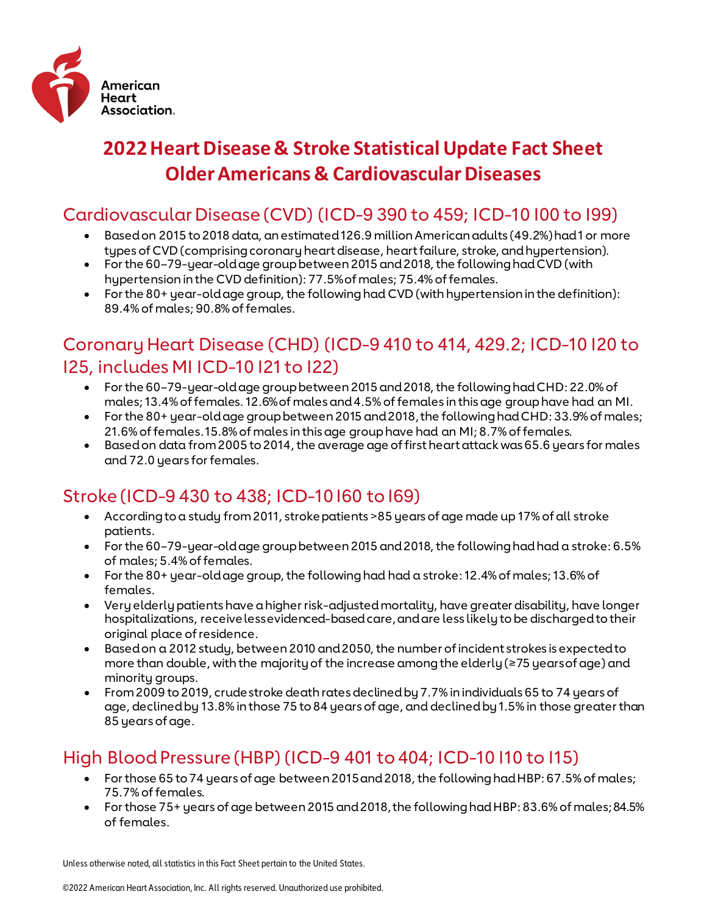American Heart Association.

# 2022 Heart Disease & Stroke Statistical Update Fact Sheet Older Americans & Cardiovascular Diseases

## Cardiovascular Disease (CVD) (ICD-9 390 to 459; ICD-10 I00 to I99)

- Based on 2015 to 2018 data, an estimated 126.9 million American adults (49.2%) had 1 or more types of CVD (comprising coronary heart disease, heart failure, stroke, and hypertension).
- For the 60–79-year-old age group between 2015 and 2018, the following had CVD (with hypertension in the CVD definition): 77.5% of males; 75.4% of females.
- For the 80+ year-old age group, the following had CVD (with hypertension in the definition): 89.4% of males; 90.8% of females.

## Coronary Heart Disease (CHD) (ICD-9 410 to 414, 429.2; ICD-10 I20 to I25, includes MI ICD-10 I21 to I22)

- For the 60–79-year-old age group between 2015 and 2018, the following had CHD: 22.0% of males; 13.4% of females. 12.6% of males and 4.5% of females in this age group have had an MI.
- For the 80+ year-old age group between 2015 and 2018, the following had CHD: 33.9% of males; 21.6% of females. 15.8% of males in this age group have had an MI; 8.7% of females.
- Based on data from 2005 to 2014, the average age of first heart attack was 65.6 years for males and 72.0 years for females.

## Stroke (ICD-9 430 to 438; ICD-10 I60 to I69)

- According to a study from 2011, stroke patients >85 years of age made up 17% of all stroke patients.
- For the 60–79-year-old age group between 2015 and 2018, the following had had a stroke: 6.5% of males; 5.4% of females.
- For the 80+ year-old age group, the following had had a stroke: 12.4% of males; 13.6% of females.
- Very elderly patients have a higher risk-adjusted mortality, have greater disability, have longer hospitalizations, receive less evidenced-based care, and are less likely to be discharged to their original place of residence.
- Based on a 2012 study, between 2010 and 2050, the number of incident strokes is expected to more than double, with the majority of the increase among the elderly (≥75 years of age) and minority groups.
- From 2009 to 2019, crude stroke death rates declined by 7.7% in individuals 65 to 74 years of age, declined by 13.8% in those 75 to 84 years of age, and declined by 1.5% in those greater than 85 years of age.

## High Blood Pressure (HBP) (ICD-9 401 to 404; ICD-10 I10 to I15)

- For those 65 to 74 years of age between 2015 and 2018, the following had HBP: 67.5% of males; 75.7% of females.
- For those 75+ years of age between 2015 and 2018, the following had HBP: 83.6% of males; 84.5% of females.

Unless otherwise noted, all statistics in this Fact Sheet pertain to the United States.

©2022 American Heart Association, Inc. All rights reserved. Unauthorized use prohibited.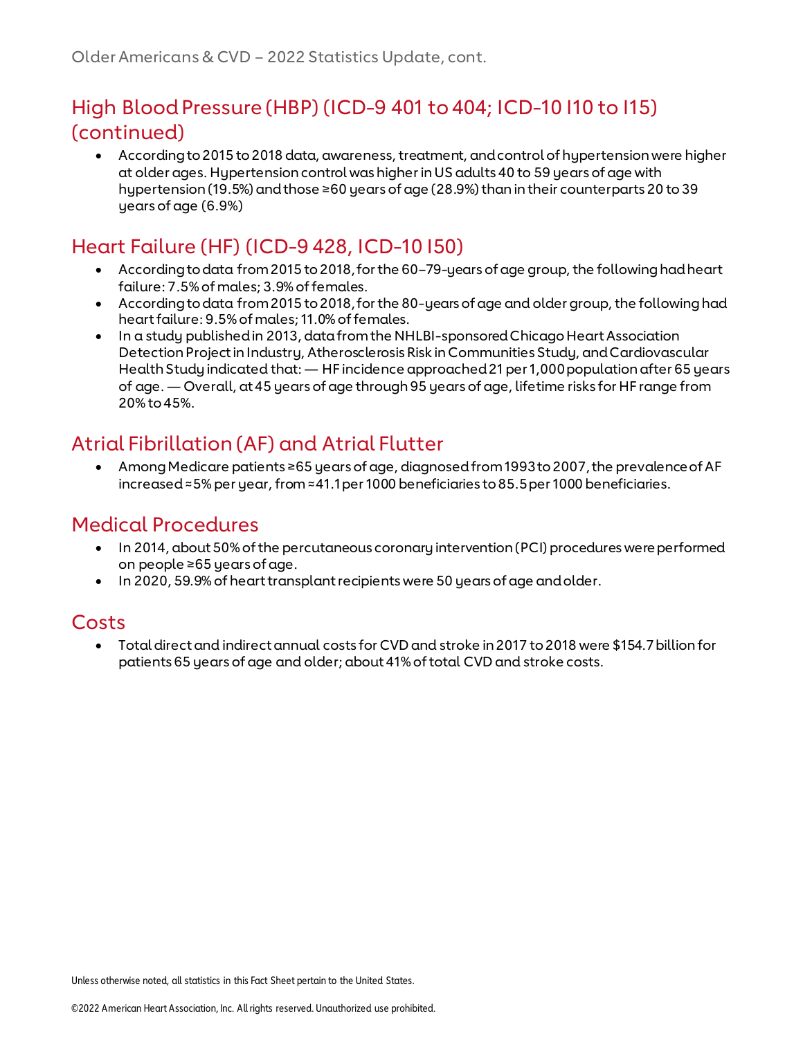## High Blood Pressure (HBP) (ICD-9 401 to 404; ICD-10 I10 to I15) (continued)

- According to 2015 to 2018 data, awareness, treatment, and control of hypertension were higher at older ages. Hypertension control was higher in US adults 40 to 59 years of age with hypertension (19.5%) and those ≥60 years of age (28.9%) than in their counterparts 20 to 39 years of age (6.9%)

## Heart Failure (HF) (ICD-9 428, ICD-10 I50)

- According to data from 2015 to 2018, for the 60–79-years of age group, the following had heart failure: 7.5% of males; 3.9% of females.
- According to data from 2015 to 2018, for the 80-years of age and older group, the following had heart failure: 9.5% of males; 11.0% of females.
- In a study published in 2013, data from the NHLBI-sponsored Chicago Heart Association Detection Project in Industry, Atherosclerosis Risk in Communities Study, and Cardiovascular Health Study indicated that: — HF incidence approached 21 per 1,000 population after 65 years of age. — Overall, at 45 years of age through 95 years of age, lifetime risks for HF range from 20% to 45%.

## Atrial Fibrillation (AF) and Atrial Flutter

- Among Medicare patients ≥65 years of age, diagnosed from 1993 to 2007, the prevalence of AF increased ≈5% per year, from ≈41.1 per 1000 beneficiaries to 85.5 per 1000 beneficiaries.

## Medical Procedures

- In 2014, about 50% of the percutaneous coronary intervention (PCI) procedures were performed on people ≥65 years of age.
- In 2020, 59.9% of heart transplant recipients were 50 years of age and older.

## Costs

- Total direct and indirect annual costs for CVD and stroke in 2017 to 2018 were $154.7 billion for patients 65 years of age and older; about 41% of total CVD and stroke costs.

Unless otherwise noted, all statistics in this Fact Sheet pertain to the United States.

©2022 American Heart Association, Inc. All rights reserved. Unauthorized use prohibited.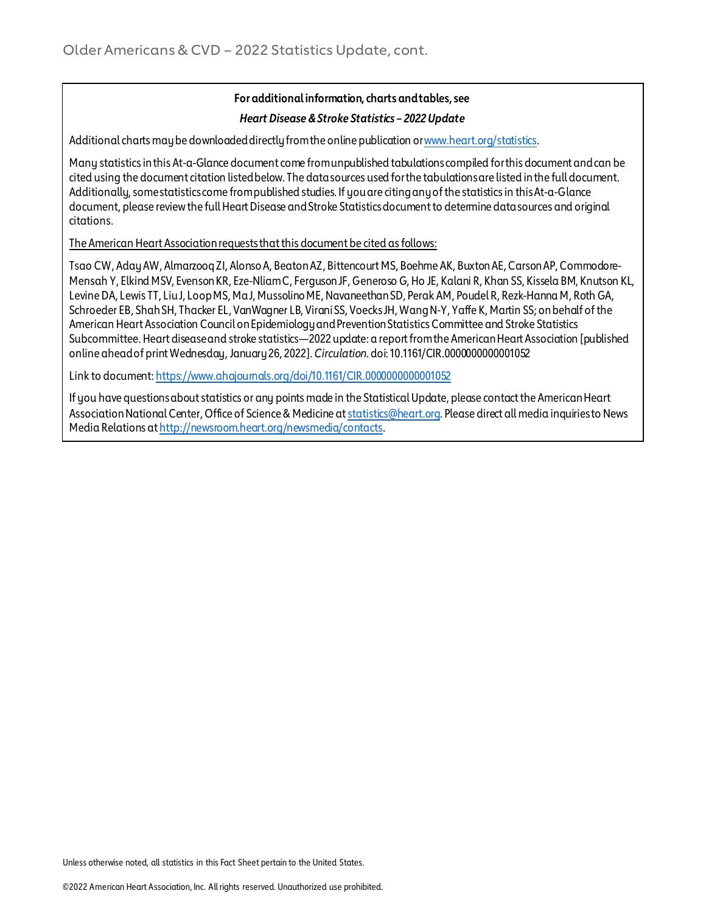**For additional information, charts and tables, see**

***Heart Disease & Stroke Statistics – 2022 Update***

Additional charts may be downloaded directly from the online publication or [www.heart.org/statistics](www.heart.org/statistics).

Many statistics in this At-a-Glance document come from unpublished tabulations compiled for this document and can be cited using the document citation listed below. The data sources used for the tabulations are listed in the full document. Additionally, some statistics come from published studies. If you are citing any of the statistics in this At-a-Glance document, please review the full Heart Disease and Stroke Statistics document to determine data sources and original citations.

The American Heart Association requests that this document be cited as follows:

Tsao CW, Aday AW, Almarzooq ZI, Alonso A, Beaton AZ, Bittencourt MS, Boehme AK, Buxton AE, Carson AP, Commodore-Mensah Y, Elkind MSV, Evenson KR, Eze-Nliam C, Ferguson JF, Generoso G, Ho JE, Kalani R, Khan SS, Kissela BM, Knutson KL, Levine DA, Lewis TT, Liu J, Loop MS, Ma J, Mussolino ME, Navaneethan SD, Perak AM, Poudel R, Rezk-Hanna M, Roth GA, Schroeder EB, Shah SH, Thacker EL, VanWagner LB, Virani SS, Voecks JH, Wang N-Y, Yaffe K, Martin SS; on behalf of the American Heart Association Council on Epidemiology and Prevention Statistics Committee and Stroke Statistics Subcommittee. Heart disease and stroke statistics—2022 update: a report from the American Heart Association [published online ahead of print Wednesday, January 26, 2022]. *Circulation*. doi: 10.1161/CIR.0000000000001052

Link to document: [https://www.ahajournals.org/doi/10.1161/CIR.0000000000001052](https://www.ahajournals.org/doi/10.1161/CIR.0000000000001052)

If you have questions about statistics or any points made in the Statistical Update, please contact the American Heart Association National Center, Office of Science & Medicine at [statistics@heart.org](mailto:statistics@heart.org). Please direct all media inquiries to News Media Relations at [http://newsroom.heart.org/newsmedia/contacts](http://newsroom.heart.org/newsmedia/contacts).

Unless otherwise noted, all statistics in this Fact Sheet pertain to the United States.

©2022 American Heart Association, Inc. All rights reserved. Unauthorized use prohibited.